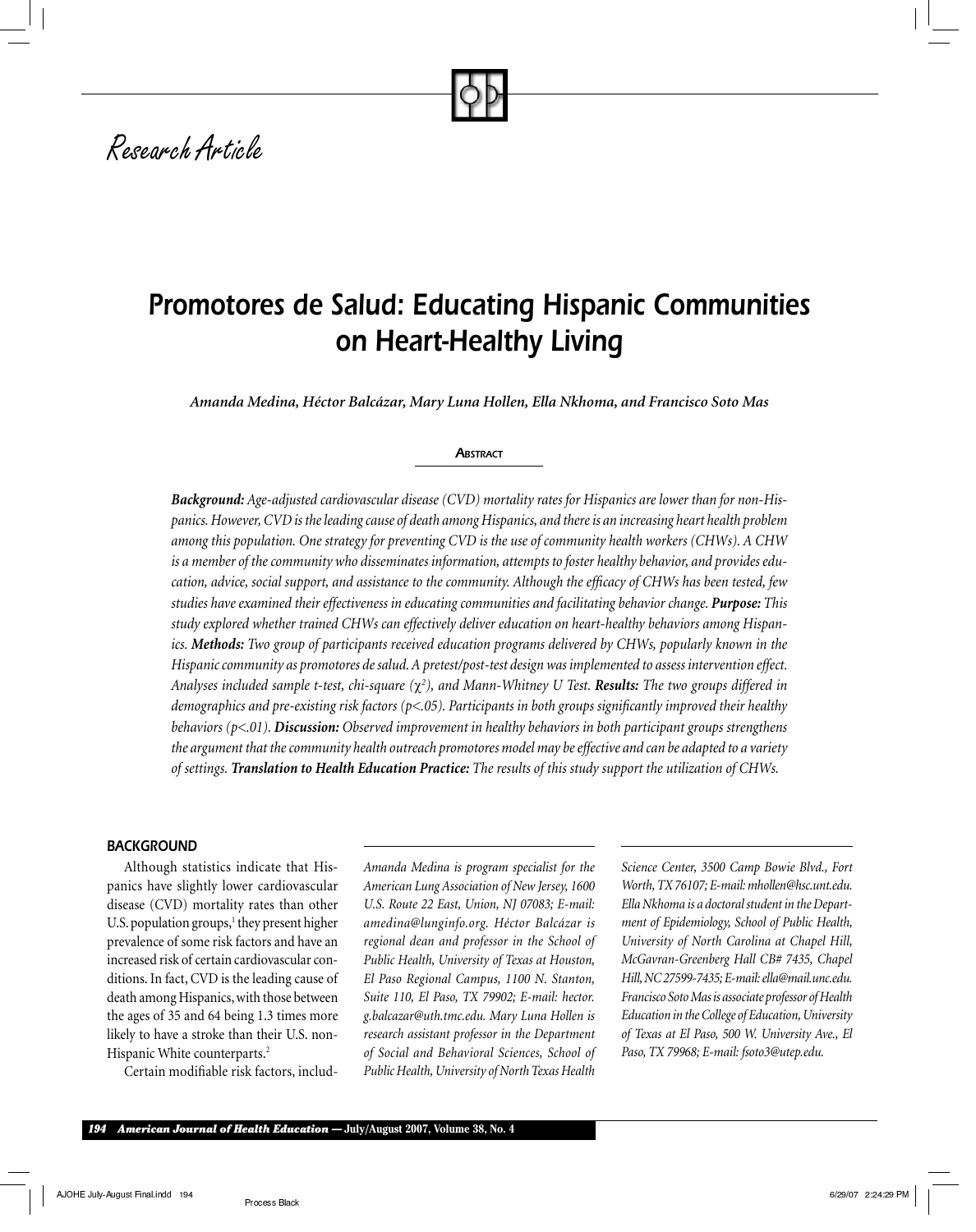Research Article

# Promotores de Salud: Educating Hispanic Communities on Heart-Healthy Living

*Amanda Medina, Héctor Balcázar, Mary Luna Hollen, Ella Nkhoma, and Francisco Soto Mas*

## Abstract

***Background:*** *Age-adjusted cardiovascular disease (CVD) mortality rates for Hispanics are lower than for non-Hispanics. However, CVD is the leading cause of death among Hispanics, and there is an increasing heart health problem among this population. One strategy for preventing CVD is the use of community health workers (CHWs). A CHW is a member of the community who disseminates information, attempts to foster healthy behavior, and provides education, advice, social support, and assistance to the community. Although the efficacy of CHWs has been tested, few studies have examined their effectiveness in educating communities and facilitating behavior change.* ***Purpose:*** *This study explored whether trained CHWs can effectively deliver education on heart-healthy behaviors among Hispanics.* ***Methods:*** *Two group of participants received education programs delivered by CHWs, popularly known in the Hispanic community as promotores de salud. A pretest/post-test design was implemented to assess intervention effect. Analyses included sample t-test, chi-square ($\chi^2$), and Mann-Whitney U Test.* ***Results:*** *The two groups differed in demographics and pre-existing risk factors ($p<.05$). Participants in both groups significantly improved their healthy behaviors ($p<.01$).* ***Discussion:*** *Observed improvement in healthy behaviors in both participant groups strengthens the argument that the community health outreach promotores model may be effective and can be adapted to a variety of settings.* ***Translation to Health Education Practice:*** *The results of this study support the utilization of CHWs.*

## BACKGROUND

Although statistics indicate that Hispanics have slightly lower cardiovascular disease (CVD) mortality rates than other U.S. population groups,[1] they present higher prevalence of some risk factors and have an increased risk of certain cardiovascular conditions. In fact, CVD is the leading cause of death among Hispanics, with those between the ages of 35 and 64 being 1.3 times more likely to have a stroke than their U.S. non-Hispanic White counterparts.[2]

Certain modifiable risk factors, includ-

*Amanda Medina is program specialist for the American Lung Association of New Jersey, 1600 U.S. Route 22 East, Union, NJ 07083; E-mail: amedina@lunginfo.org. Héctor Balcázar is regional dean and professor in the School of Public Health, University of Texas at Houston, El Paso Regional Campus, 1100 N. Stanton, Suite 110, El Paso, TX 79902; E-mail: hector.g.balcazar@uth.tmc.edu. Mary Luna Hollen is research assistant professor in the Department of Social and Behavioral Sciences, School of Public Health, University of North Texas Health Science Center, 3500 Camp Bowie Blvd., Fort Worth, TX 76107; E-mail: mhollen@hsc.unt.edu. Ella Nkhoma is a doctoral student in the Department of Epidemiology, School of Public Health, University of North Carolina at Chapel Hill, McGavran-Greenberg Hall CB# 7435, Chapel Hill, NC 27599-7435; E-mail: ella@mail.unc.edu. Francisco Soto Mas is associate professor of Health Education in the College of Education, University of Texas at El Paso, 500 W. University Ave., El Paso, TX 79968; E-mail: fsoto3@utep.edu.*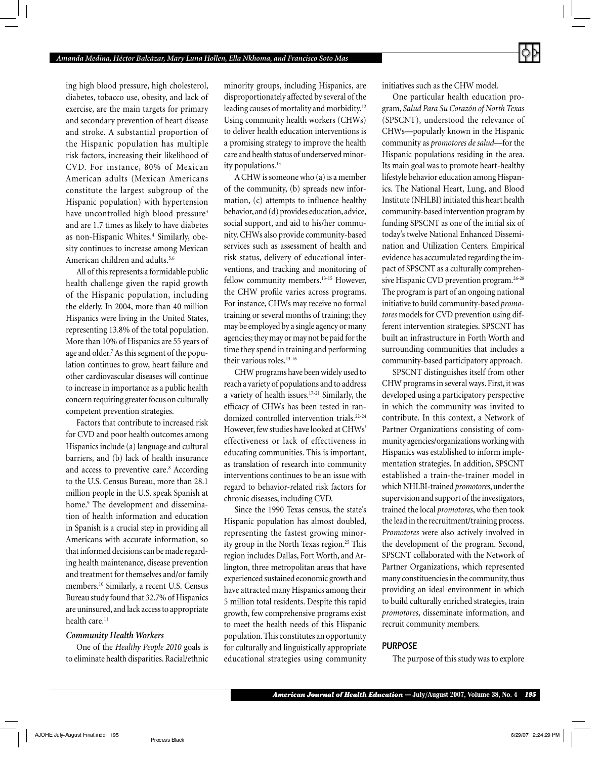ing high blood pressure, high cholesterol, diabetes, tobacco use, obesity, and lack of exercise, are the main targets for primary and secondary prevention of heart disease and stroke. A substantial proportion of the Hispanic population has multiple risk factors, increasing their likelihood of CVD. For instance, 80% of Mexican American adults (Mexican Americans constitute the largest subgroup of the Hispanic population) with hypertension have uncontrolled high blood pressure[3] and are 1.7 times as likely to have diabetes as non-Hispanic Whites.[4] Similarly, obesity continues to increase among Mexican American children and adults.[5,6]

All of this represents a formidable public health challenge given the rapid growth of the Hispanic population, including the elderly. In 2004, more than 40 million Hispanics were living in the United States, representing 13.8% of the total population. More than 10% of Hispanics are 55 years of age and older.[7] As this segment of the population continues to grow, heart failure and other cardiovascular diseases will continue to increase in importance as a public health concern requiring greater focus on culturally competent prevention strategies.

Factors that contribute to increased risk for CVD and poor health outcomes among Hispanics include (a) language and cultural barriers, and (b) lack of health insurance and access to preventive care.[8] According to the U.S. Census Bureau, more than 28.1 million people in the U.S. speak Spanish at home.[9] The development and dissemination of health information and education in Spanish is a crucial step in providing all Americans with accurate information, so that informed decisions can be made regarding health maintenance, disease prevention and treatment for themselves and/or family members.[10] Similarly, a recent U.S. Census Bureau study found that 32.7% of Hispanics are uninsured, and lack access to appropriate health care.[11]

### Community Health Workers

One of the *Healthy People 2010* goals is to eliminate health disparities. Racial/ethnic minority groups, including Hispanics, are disproportionately affected by several of the leading causes of mortality and morbidity.[12] Using community health workers (CHWs) to deliver health education interventions is a promising strategy to improve the health care and health status of underserved minority populations.[13]

A CHW is someone who (a) is a member of the community, (b) spreads new information, (c) attempts to influence healthy behavior, and (d) provides education, advice, social support, and aid to his/her community. CHWs also provide community-based services such as assessment of health and risk status, delivery of educational interventions, and tracking and monitoring of fellow community members.[13-15] However, the CHW profile varies across programs. For instance, CHWs may receive no formal training or several months of training; they may be employed by a single agency or many agencies; they may or may not be paid for the time they spend in training and performing their various roles.[13-16]

CHW programs have been widely used to reach a variety of populations and to address a variety of health issues.[17-21] Similarly, the efficacy of CHWs has been tested in randomized controlled intervention trials.[22-24] However, few studies have looked at CHWs' effectiveness or lack of effectiveness in educating communities. This is important, as translation of research into community interventions continues to be an issue with regard to behavior-related risk factors for chronic diseases, including CVD.

Since the 1990 Texas census, the state's Hispanic population has almost doubled, representing the fastest growing minority group in the North Texas region.[25] This region includes Dallas, Fort Worth, and Arlington, three metropolitan areas that have experienced sustained economic growth and have attracted many Hispanics among their 5 million total residents. Despite this rapid growth, few comprehensive programs exist to meet the health needs of this Hispanic population. This constitutes an opportunity for culturally and linguistically appropriate educational strategies using community initiatives such as the CHW model.

One particular health education program, *Salud Para Su Corazón of North Texas* (SPSCNT), understood the relevance of CHWs—popularly known in the Hispanic community as *promotores de salud*—for the Hispanic populations residing in the area. Its main goal was to promote heart-healthy lifestyle behavior education among Hispanics. The National Heart, Lung, and Blood Institute (NHLBI) initiated this heart health community-based intervention program by funding SPSCNT as one of the initial six of today's twelve National Enhanced Dissemination and Utilization Centers. Empirical evidence has accumulated regarding the impact of SPSCNT as a culturally comprehensive Hispanic CVD prevention program.[26-28] The program is part of an ongoing national initiative to build community-based *promotores* models for CVD prevention using different intervention strategies. SPSCNT has built an infrastructure in Forth Worth and surrounding communities that includes a community-based participatory approach.

SPSCNT distinguishes itself from other CHW programs in several ways. First, it was developed using a participatory perspective in which the community was invited to contribute. In this context, a Network of Partner Organizations consisting of community agencies/organizations working with Hispanics was established to inform implementation strategies. In addition, SPSCNT established a train-the-trainer model in which NHLBI-trained *promotores*, under the supervision and support of the investigators, trained the local *promotores*, who then took the lead in the recruitment/training process. *Promotores* were also actively involved in the development of the program. Second, SPSCNT collaborated with the Network of Partner Organizations, which represented many constituencies in the community, thus providing an ideal environment in which to build culturally enriched strategies, train *promotores*, disseminate information, and recruit community members.

## PURPOSE

The purpose of this study was to explore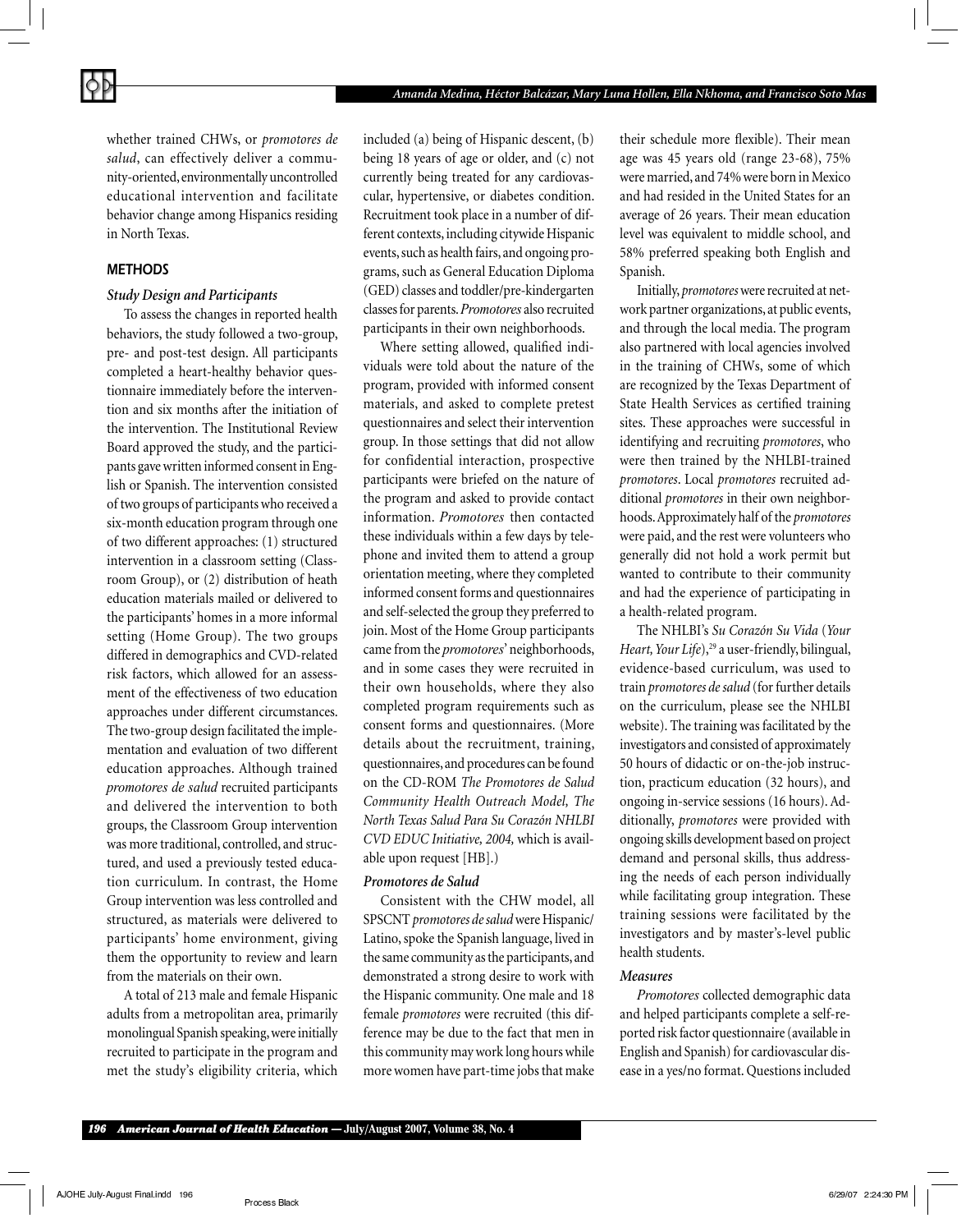whether trained CHWs, or *promotores de salud*, can effectively deliver a community-oriented, environmentally uncontrolled educational intervention and facilitate behavior change among Hispanics residing in North Texas.

## METHODS

### *Study Design and Participants*

To assess the changes in reported health behaviors, the study followed a two-group, pre- and post-test design. All participants completed a heart-healthy behavior questionnaire immediately before the intervention and six months after the initiation of the intervention. The Institutional Review Board approved the study, and the participants gave written informed consent in English or Spanish. The intervention consisted of two groups of participants who received a six-month education program through one of two different approaches: (1) structured intervention in a classroom setting (Classroom Group), or (2) distribution of heath education materials mailed or delivered to the participants' homes in a more informal setting (Home Group). The two groups differed in demographics and CVD-related risk factors, which allowed for an assessment of the effectiveness of two education approaches under different circumstances. The two-group design facilitated the implementation and evaluation of two different education approaches. Although trained *promotores de salud* recruited participants and delivered the intervention to both groups, the Classroom Group intervention was more traditional, controlled, and structured, and used a previously tested education curriculum. In contrast, the Home Group intervention was less controlled and structured, as materials were delivered to participants' home environment, giving them the opportunity to review and learn from the materials on their own.

A total of 213 male and female Hispanic adults from a metropolitan area, primarily monolingual Spanish speaking, were initially recruited to participate in the program and met the study's eligibility criteria, which included (a) being of Hispanic descent, (b) being 18 years of age or older, and (c) not currently being treated for any cardiovascular, hypertensive, or diabetes condition. Recruitment took place in a number of different contexts, including citywide Hispanic events, such as health fairs, and ongoing programs, such as General Education Diploma (GED) classes and toddler/pre-kindergarten classes for parents. *Promotores* also recruited participants in their own neighborhoods.

Where setting allowed, qualified individuals were told about the nature of the program, provided with informed consent materials, and asked to complete pretest questionnaires and select their intervention group. In those settings that did not allow for confidential interaction, prospective participants were briefed on the nature of the program and asked to provide contact information. *Promotores* then contacted these individuals within a few days by telephone and invited them to attend a group orientation meeting, where they completed informed consent forms and questionnaires and self-selected the group they preferred to join. Most of the Home Group participants came from the *promotores*' neighborhoods, and in some cases they were recruited in their own households, where they also completed program requirements such as consent forms and questionnaires. (More details about the recruitment, training, questionnaires, and procedures can be found on the CD-ROM *The Promotores de Salud Community Health Outreach Model, The North Texas Salud Para Su Corazón NHLBI CVD EDUC Initiative, 2004,* which is available upon request [HB].)

### *Promotores de Salud*

Consistent with the CHW model, all SPSCNT *promotores de salud* were Hispanic/Latino, spoke the Spanish language, lived in the same community as the participants, and demonstrated a strong desire to work with the Hispanic community. One male and 18 female *promotores* were recruited (this difference may be due to the fact that men in this community may work long hours while more women have part-time jobs that make their schedule more flexible). Their mean age was 45 years old (range 23-68), 75% were married, and 74% were born in Mexico and had resided in the United States for an average of 26 years. Their mean education level was equivalent to middle school, and 58% preferred speaking both English and Spanish.

Initially, *promotores* were recruited at network partner organizations, at public events, and through the local media. The program also partnered with local agencies involved in the training of CHWs, some of which are recognized by the Texas Department of State Health Services as certified training sites. These approaches were successful in identifying and recruiting *promotores*, who were then trained by the NHLBI-trained *promotores*. Local *promotores* recruited additional *promotores* in their own neighborhoods. Approximately half of the *promotores* were paid, and the rest were volunteers who generally did not hold a work permit but wanted to contribute to their community and had the experience of participating in a health-related program.

The NHLBI's *Su Corazón Su Vida* (*Your Heart, Your Life*),[29] a user-friendly, bilingual, evidence-based curriculum, was used to train *promotores de salud* (for further details on the curriculum, please see the NHLBI website). The training was facilitated by the investigators and consisted of approximately 50 hours of didactic or on-the-job instruction, practicum education (32 hours), and ongoing in-service sessions (16 hours). Additionally, *promotores* were provided with ongoing skills development based on project demand and personal skills, thus addressing the needs of each person individually while facilitating group integration. These training sessions were facilitated by the investigators and by master's-level public health students.

### *Measures*

*Promotores* collected demographic data and helped participants complete a self-reported risk factor questionnaire (available in English and Spanish) for cardiovascular disease in a yes/no format. Questions included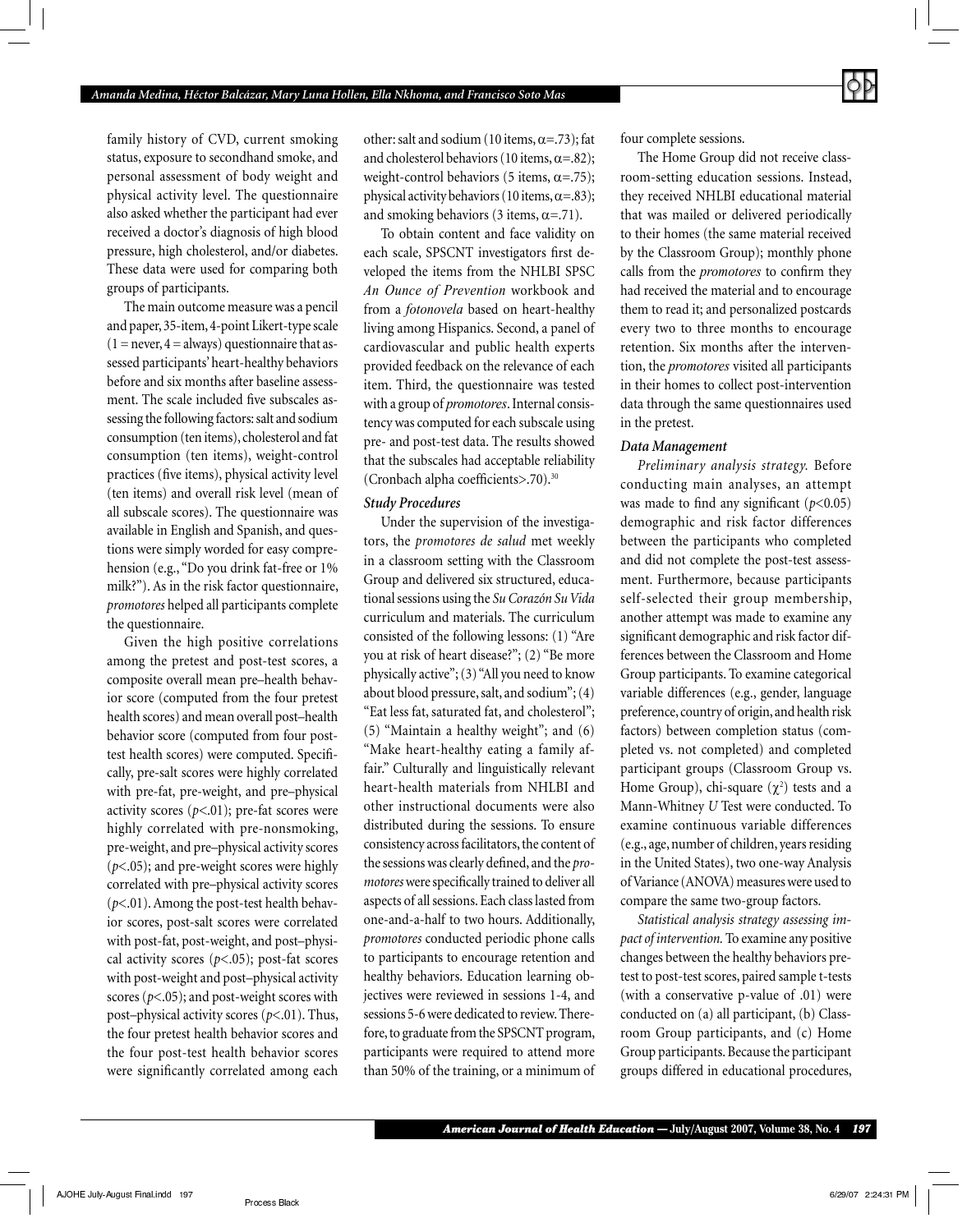family history of CVD, current smoking status, exposure to secondhand smoke, and personal assessment of body weight and physical activity level. The questionnaire also asked whether the participant had ever received a doctor's diagnosis of high blood pressure, high cholesterol, and/or diabetes. These data were used for comparing both groups of participants.

The main outcome measure was a pencil and paper, 35-item, 4-point Likert-type scale (1 = never, 4 = always) questionnaire that assessed participants' heart-healthy behaviors before and six months after baseline assessment. The scale included five subscales assessing the following factors: salt and sodium consumption (ten items), cholesterol and fat consumption (ten items), weight-control practices (five items), physical activity level (ten items) and overall risk level (mean of all subscale scores). The questionnaire was available in English and Spanish, and questions were simply worded for easy comprehension (e.g., "Do you drink fat-free or 1% milk?"). As in the risk factor questionnaire, *promotores* helped all participants complete the questionnaire.

Given the high positive correlations among the pretest and post-test scores, a composite overall mean pre–health behavior score (computed from the four pretest health scores) and mean overall post–health behavior score (computed from four post-test health scores) were computed. Specifically, pre-salt scores were highly correlated with pre-fat, pre-weight, and pre–physical activity scores ($p<.01$); pre-fat scores were highly correlated with pre-nonsmoking, pre-weight, and pre–physical activity scores ($p<.05$); and pre-weight scores were highly correlated with pre–physical activity scores ($p<.01$). Among the post-test health behavior scores, post-salt scores were correlated with post-fat, post-weight, and post–physical activity scores ($p<.05$); post-fat scores with post-weight and post–physical activity scores ($p<.05$); and post-weight scores with post–physical activity scores ($p<.01$). Thus, the four pretest health behavior scores and the four post-test health behavior scores were significantly correlated among each other: salt and sodium (10 items, $\alpha=.73$); fat and cholesterol behaviors (10 items, $\alpha=.82$); weight-control behaviors (5 items, $\alpha=.75$); physical activity behaviors (10 items, $\alpha=.83$); and smoking behaviors (3 items, $\alpha=.71$).

To obtain content and face validity on each scale, SPSCNT investigators first developed the items from the NHLBI SPSC *An Ounce of Prevention* workbook and from a *fotonovela* based on heart-healthy living among Hispanics. Second, a panel of cardiovascular and public health experts provided feedback on the relevance of each item. Third, the questionnaire was tested with a group of *promotores*. Internal consistency was computed for each subscale using pre- and post-test data. The results showed that the subscales had acceptable reliability (Cronbach alpha coefficients>.70).[30]

### Study Procedures

Under the supervision of the investigators, the *promotores de salud* met weekly in a classroom setting with the Classroom Group and delivered six structured, educational sessions using the *Su Corazón Su Vida* curriculum and materials. The curriculum consisted of the following lessons: (1) "Are you at risk of heart disease?"; (2) "Be more physically active"; (3) "All you need to know about blood pressure, salt, and sodium"; (4) "Eat less fat, saturated fat, and cholesterol"; (5) "Maintain a healthy weight"; and (6) "Make heart-healthy eating a family affair." Culturally and linguistically relevant heart-health materials from NHLBI and other instructional documents were also distributed during the sessions. To ensure consistency across facilitators, the content of the sessions was clearly defined, and the *promotores* were specifically trained to deliver all aspects of all sessions. Each class lasted from one-and-a-half to two hours. Additionally, *promotores* conducted periodic phone calls to participants to encourage retention and healthy behaviors. Education learning objectives were reviewed in sessions 1-4, and sessions 5-6 were dedicated to review. Therefore, to graduate from the SPSCNT program, participants were required to attend more than 50% of the training, or a minimum of four complete sessions.

The Home Group did not receive classroom-setting education sessions. Instead, they received NHLBI educational material that was mailed or delivered periodically to their homes (the same material received by the Classroom Group); monthly phone calls from the *promotores* to confirm they had received the material and to encourage them to read it; and personalized postcards every two to three months to encourage retention. Six months after the intervention, the *promotores* visited all participants in their homes to collect post-intervention data through the same questionnaires used in the pretest.

### Data Management

*Preliminary analysis strategy.* Before conducting main analyses, an attempt was made to find any significant ($p<0.05$) demographic and risk factor differences between the participants who completed and did not complete the post-test assessment. Furthermore, because participants self-selected their group membership, another attempt was made to examine any significant demographic and risk factor differences between the Classroom and Home Group participants. To examine categorical variable differences (e.g., gender, language preference, country of origin, and health risk factors) between completion status (completed vs. not completed) and completed participant groups (Classroom Group vs. Home Group), chi-square ($\chi^2$) tests and a Mann-Whitney *U* Test were conducted. To examine continuous variable differences (e.g., age, number of children, years residing in the United States), two one-way Analysis of Variance (ANOVA) measures were used to compare the same two-group factors.

*Statistical analysis strategy assessing impact of intervention.* To examine any positive changes between the healthy behaviors pretest to post-test scores, paired sample t-tests (with a conservative p-value of .01) were conducted on (a) all participant, (b) Classroom Group participants, and (c) Home Group participants. Because the participant groups differed in educational procedures,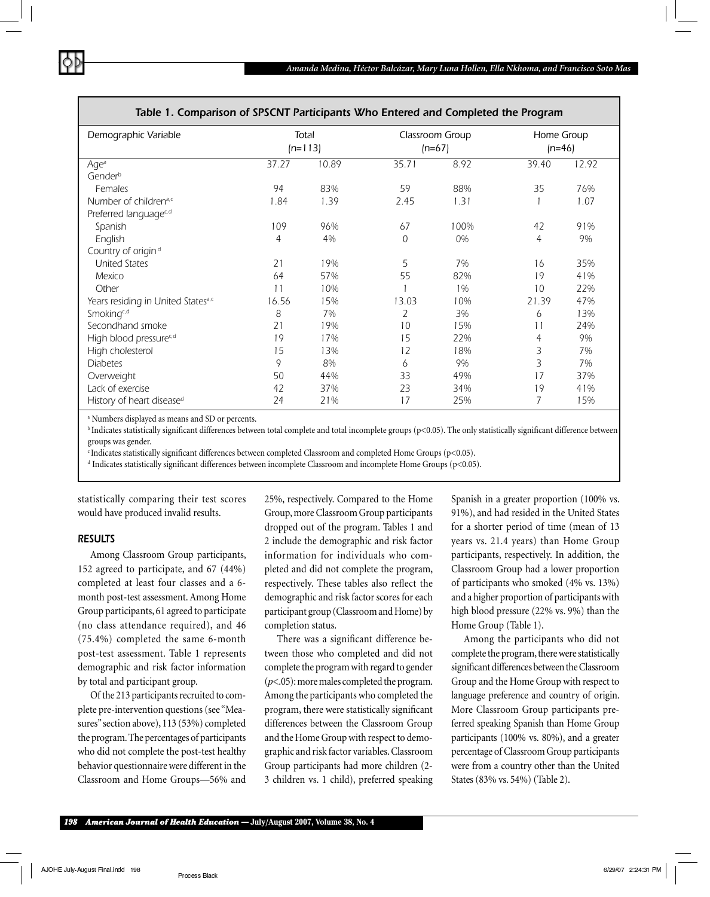**Table 1. Comparison of SPSCNT Participants Who Entered and Completed the Program**

| Demographic Variable | Total (n=113) | | Classroom Group (n=67) | | Home Group (n=46) | |
|---|---|---|---|---|---|---|
| Age[a] | 37.27 | 10.89 | 35.71 | 8.92 | 39.40 | 12.92 |
| Gender[b] | | | | | | |
| Females | 94 | 83% | 59 | 88% | 35 | 76% |
| Number of children[a,c] | 1.84 | 1.39 | 2.45 | 1.31 | 1 | 1.07 |
| Preferred language[c,d] | | | | | | |
| Spanish | 109 | 96% | 67 | 100% | 42 | 91% |
| English | 4 | 4% | 0 | 0% | 4 | 9% |
| Country of origin[d] | | | | | | |
| United States | 21 | 19% | 5 | 7% | 16 | 35% |
| Mexico | 64 | 57% | 55 | 82% | 19 | 41% |
| Other | 11 | 10% | 1 | 1% | 10 | 22% |
| Years residing in United States[a,c] | 16.56 | 15% | 13.03 | 10% | 21.39 | 47% |
| Smoking[c,d] | 8 | 7% | 2 | 3% | 6 | 13% |
| Secondhand smoke | 21 | 19% | 10 | 15% | 11 | 24% |
| High blood pressure[c,d] | 19 | 17% | 15 | 22% | 4 | 9% |
| High cholesterol | 15 | 13% | 12 | 18% | 3 | 7% |
| Diabetes | 9 | 8% | 6 | 9% | 3 | 7% |
| Overweight | 50 | 44% | 33 | 49% | 17 | 37% |
| Lack of exercise | 42 | 37% | 23 | 34% | 19 | 41% |
| History of heart disease[d] | 24 | 21% | 17 | 25% | 7 | 15% |

[a] Numbers displayed as means and SD or percents.
[b] Indicates statistically significant differences between total complete and total incomplete groups ($p$<0.05). The only statistically significant difference between groups was gender.
[c] Indicates statistically significant differences between completed Classroom and completed Home Groups ($p$<0.05).
[d] Indicates statistically significant differences between incomplete Classroom and incomplete Home Groups ($p$<0.05).

statistically comparing their test scores would have produced invalid results.

## RESULTS

Among Classroom Group participants, 152 agreed to participate, and 67 (44%) completed at least four classes and a 6-month post-test assessment. Among Home Group participants, 61 agreed to participate (no class attendance required), and 46 (75.4%) completed the same 6-month post-test assessment. Table 1 represents demographic and risk factor information by total and participant group.

Of the 213 participants recruited to complete pre-intervention questions (see "Measures" section above), 113 (53%) completed the program. The percentages of participants who did not complete the post-test healthy behavior questionnaire were different in the Classroom and Home Groups—56% and 25%, respectively. Compared to the Home Group, more Classroom Group participants dropped out of the program. Tables 1 and 2 include the demographic and risk factor information for individuals who completed and did not complete the program, respectively. These tables also reflect the demographic and risk factor scores for each participant group (Classroom and Home) by completion status.

There was a significant difference between those who completed and did not complete the program with regard to gender ($p$<.05): more males completed the program. Among the participants who completed the program, there were statistically significant differences between the Classroom Group and the Home Group with respect to demographic and risk factor variables. Classroom Group participants had more children (2-3 children vs. 1 child), preferred speaking Spanish in a greater proportion (100% vs. 91%), and had resided in the United States for a shorter period of time (mean of 13 years vs. 21.4 years) than Home Group participants, respectively. In addition, the Classroom Group had a lower proportion of participants who smoked (4% vs. 13%) and a higher proportion of participants with high blood pressure (22% vs. 9%) than the Home Group (Table 1).

Among the participants who did not complete the program, there were statistically significant differences between the Classroom Group and the Home Group with respect to language preference and country of origin. More Classroom Group participants preferred speaking Spanish than Home Group participants (100% vs. 80%), and a greater percentage of Classroom Group participants were from a country other than the United States (83% vs. 54%) (Table 2).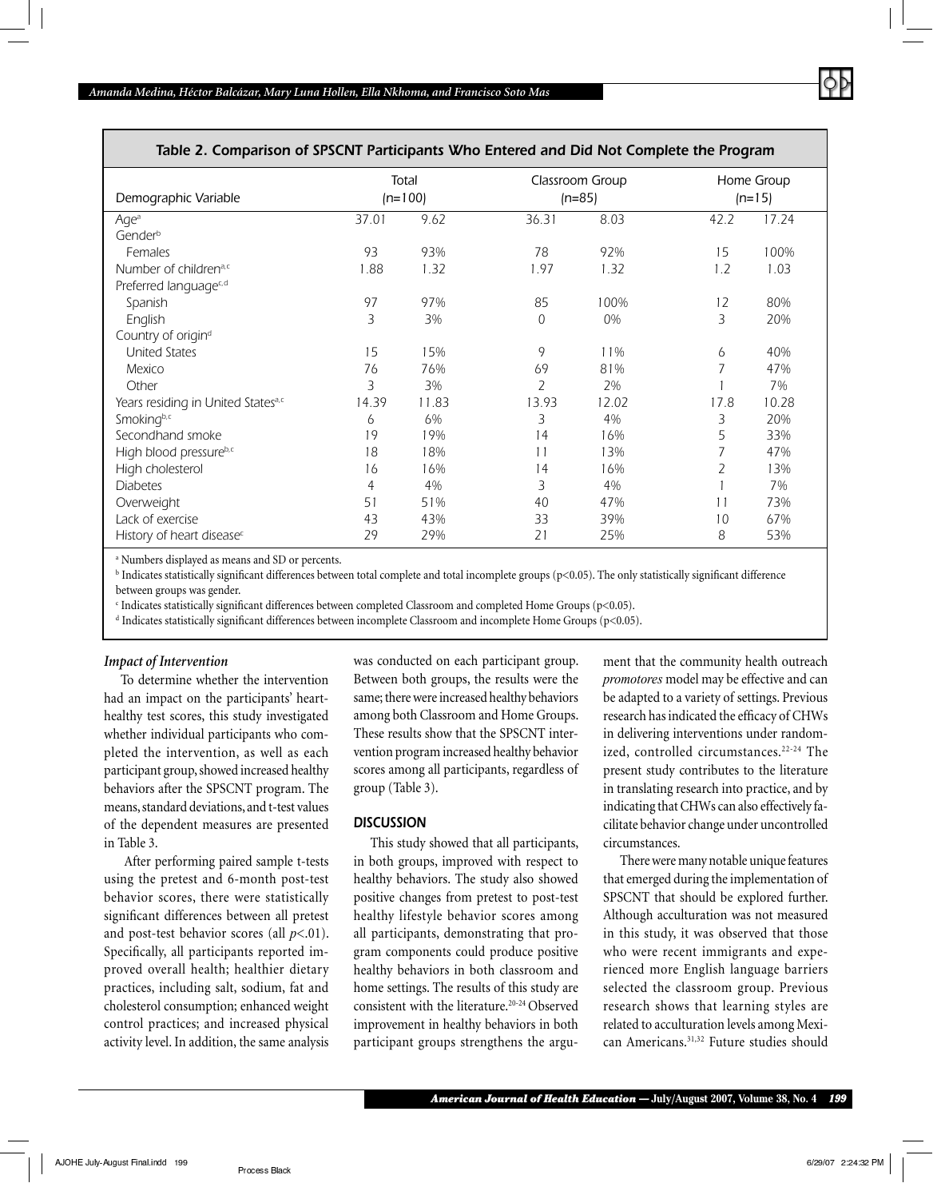**Table 2. Comparison of SPSCNT Participants Who Entered and Did Not Complete the Program**

| Demographic Variable | Total (n=100) | | Classroom Group (n=85) | | Home Group (n=15) | |
|---|---|---|---|---|---|---|
| Age[a] | 37.01 | 9.62 | 36.31 | 8.03 | 42.2 | 17.24 |
| Gender[b] | | | | | | |
| Females | 93 | 93% | 78 | 92% | 15 | 100% |
| Number of children[a,c] | 1.88 | 1.32 | 1.97 | 1.32 | 1.2 | 1.03 |
| Preferred language[c,d] | | | | | | |
| Spanish | 97 | 97% | 85 | 100% | 12 | 80% |
| English | 3 | 3% | 0 | 0% | 3 | 20% |
| Country of origin[d] | | | | | | |
| United States | 15 | 15% | 9 | 11% | 6 | 40% |
| Mexico | 76 | 76% | 69 | 81% | 7 | 47% |
| Other | 3 | 3% | 2 | 2% | 1 | 7% |
| Years residing in United States[a,c] | 14.39 | 11.83 | 13.93 | 12.02 | 17.8 | 10.28 |
| Smoking[b,c] | 6 | 6% | 3 | 4% | 3 | 20% |
| Secondhand smoke | 19 | 19% | 14 | 16% | 5 | 33% |
| High blood pressure[b,c] | 18 | 18% | 11 | 13% | 7 | 47% |
| High cholesterol | 16 | 16% | 14 | 16% | 2 | 13% |
| Diabetes | 4 | 4% | 3 | 4% | 1 | 7% |
| Overweight | 51 | 51% | 40 | 47% | 11 | 73% |
| Lack of exercise | 43 | 43% | 33 | 39% | 10 | 67% |
| History of heart disease[c] | 29 | 29% | 21 | 25% | 8 | 53% |

[a] Numbers displayed as means and SD or percents.
[b] Indicates statistically significant differences between total complete and total incomplete groups ($p<0.05$). The only statistically significant difference between groups was gender.
[c] Indicates statistically significant differences between completed Classroom and completed Home Groups ($p<0.05$).
[d] Indicates statistically significant differences between incomplete Classroom and incomplete Home Groups ($p<0.05$).

### *Impact of Intervention*

To determine whether the intervention had an impact on the participants' heart-healthy test scores, this study investigated whether individual participants who completed the intervention, as well as each participant group, showed increased healthy behaviors after the SPSCNT program. The means, standard deviations, and t-test values of the dependent measures are presented in Table 3.

After performing paired sample t-tests using the pretest and 6-month post-test behavior scores, there were statistically significant differences between all pretest and post-test behavior scores (all $p<.01$). Specifically, all participants reported improved overall health; healthier dietary practices, including salt, sodium, fat and cholesterol consumption; enhanced weight control practices; and increased physical activity level. In addition, the same analysis was conducted on each participant group. Between both groups, the results were the same; there were increased healthy behaviors among both Classroom and Home Groups. These results show that the SPSCNT intervention program increased healthy behavior scores among all participants, regardless of group (Table 3).

## DISCUSSION

This study showed that all participants, in both groups, improved with respect to healthy behaviors. The study also showed positive changes from pretest to post-test healthy lifestyle behavior scores among all participants, demonstrating that program components could produce positive healthy behaviors in both classroom and home settings. The results of this study are consistent with the literature.[20-24] Observed improvement in healthy behaviors in both participant groups strengthens the argument that the community health outreach *promotores* model may be effective and can be adapted to a variety of settings. Previous research has indicated the efficacy of CHWs in delivering interventions under randomized, controlled circumstances.[22-24] The present study contributes to the literature in translating research into practice, and by indicating that CHWs can also effectively facilitate behavior change under uncontrolled circumstances.

There were many notable unique features that emerged during the implementation of SPSCNT that should be explored further. Although acculturation was not measured in this study, it was observed that those who were recent immigrants and experienced more English language barriers selected the classroom group. Previous research shows that learning styles are related to acculturation levels among Mexican Americans.[31,32] Future studies should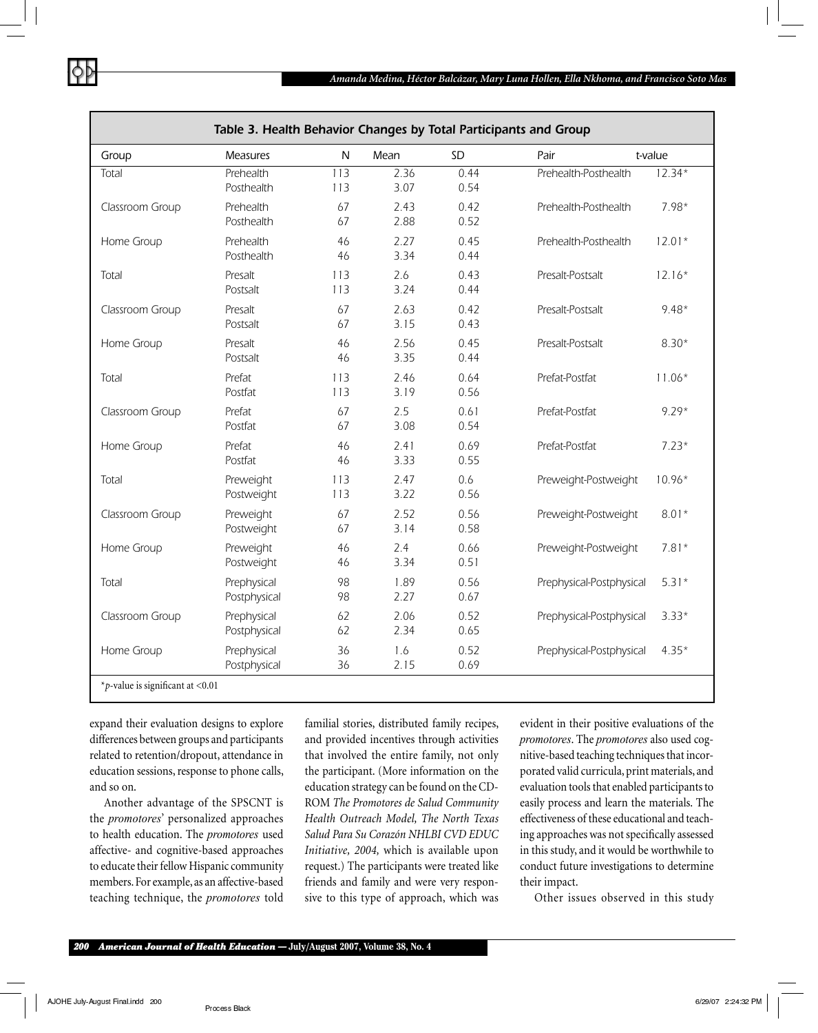**Table 3. Health Behavior Changes by Total Participants and Group**

| Group | Measures | N | Mean | SD | Pair | t-value |
|---|---|---|---|---|---|---|
| Total | Prehealth | 113 | 2.36 | 0.44 | Prehealth-Posthealth | 12.34* |
| | Posthealth | 113 | 3.07 | 0.54 | | |
| Classroom Group | Prehealth | 67 | 2.43 | 0.42 | Prehealth-Posthealth | 7.98* |
| | Posthealth | 67 | 2.88 | 0.52 | | |
| Home Group | Prehealth | 46 | 2.27 | 0.45 | Prehealth-Posthealth | 12.01* |
| | Posthealth | 46 | 3.34 | 0.44 | | |
| Total | Presalt | 113 | 2.6 | 0.43 | Presalt-Postsalt | 12.16* |
| | Postsalt | 113 | 3.24 | 0.44 | | |
| Classroom Group | Presalt | 67 | 2.63 | 0.42 | Presalt-Postsalt | 9.48* |
| | Postsalt | 67 | 3.15 | 0.43 | | |
| Home Group | Presalt | 46 | 2.56 | 0.45 | Presalt-Postsalt | 8.30* |
| | Postsalt | 46 | 3.35 | 0.44 | | |
| Total | Prefat | 113 | 2.46 | 0.64 | Prefat-Postfat | 11.06* |
| | Postfat | 113 | 3.19 | 0.56 | | |
| Classroom Group | Prefat | 67 | 2.5 | 0.61 | Prefat-Postfat | 9.29* |
| | Postfat | 67 | 3.08 | 0.54 | | |
| Home Group | Prefat | 46 | 2.41 | 0.69 | Prefat-Postfat | 7.23* |
| | Postfat | 46 | 3.33 | 0.55 | | |
| Total | Preweight | 113 | 2.47 | 0.6 | Preweight-Postweight | 10.96* |
| | Postweight | 113 | 3.22 | 0.56 | | |
| Classroom Group | Preweight | 67 | 2.52 | 0.56 | Preweight-Postweight | 8.01* |
| | Postweight | 67 | 3.14 | 0.58 | | |
| Home Group | Preweight | 46 | 2.4 | 0.66 | Preweight-Postweight | 7.81* |
| | Postweight | 46 | 3.34 | 0.51 | | |
| Total | Prephysical | 98 | 1.89 | 0.56 | Prephysical-Postphysical | 5.31* |
| | Postphysical | 98 | 2.27 | 0.67 | | |
| Classroom Group | Prephysical | 62 | 2.06 | 0.52 | Prephysical-Postphysical | 3.33* |
| | Postphysical | 62 | 2.34 | 0.65 | | |
| Home Group | Prephysical | 36 | 1.6 | 0.52 | Prephysical-Postphysical | 4.35* |
| | Postphysical | 36 | 2.15 | 0.69 | | |

*$p$-value is significant at $<0.01$

expand their evaluation designs to explore differences between groups and participants related to retention/dropout, attendance in education sessions, response to phone calls, and so on.

Another advantage of the SPSCNT is the *promotores*' personalized approaches to health education. The *promotores* used affective- and cognitive-based approaches to educate their fellow Hispanic community members. For example, as an affective-based teaching technique, the *promotores* told familial stories, distributed family recipes, and provided incentives through activities that involved the entire family, not only the participant. (More information on the education strategy can be found on the CD-ROM *The Promotores de Salud Community Health Outreach Model, The North Texas Salud Para Su Corazón NHLBI CVD EDUC Initiative, 2004,* which is available upon request.) The participants were treated like friends and family and were very responsive to this type of approach, which was evident in their positive evaluations of the *promotores*. The *promotores* also used cognitive-based teaching techniques that incorporated valid curricula, print materials, and evaluation tools that enabled participants to easily process and learn the materials. The effectiveness of these educational and teaching approaches was not specifically assessed in this study, and it would be worthwhile to conduct future investigations to determine their impact.

Other issues observed in this study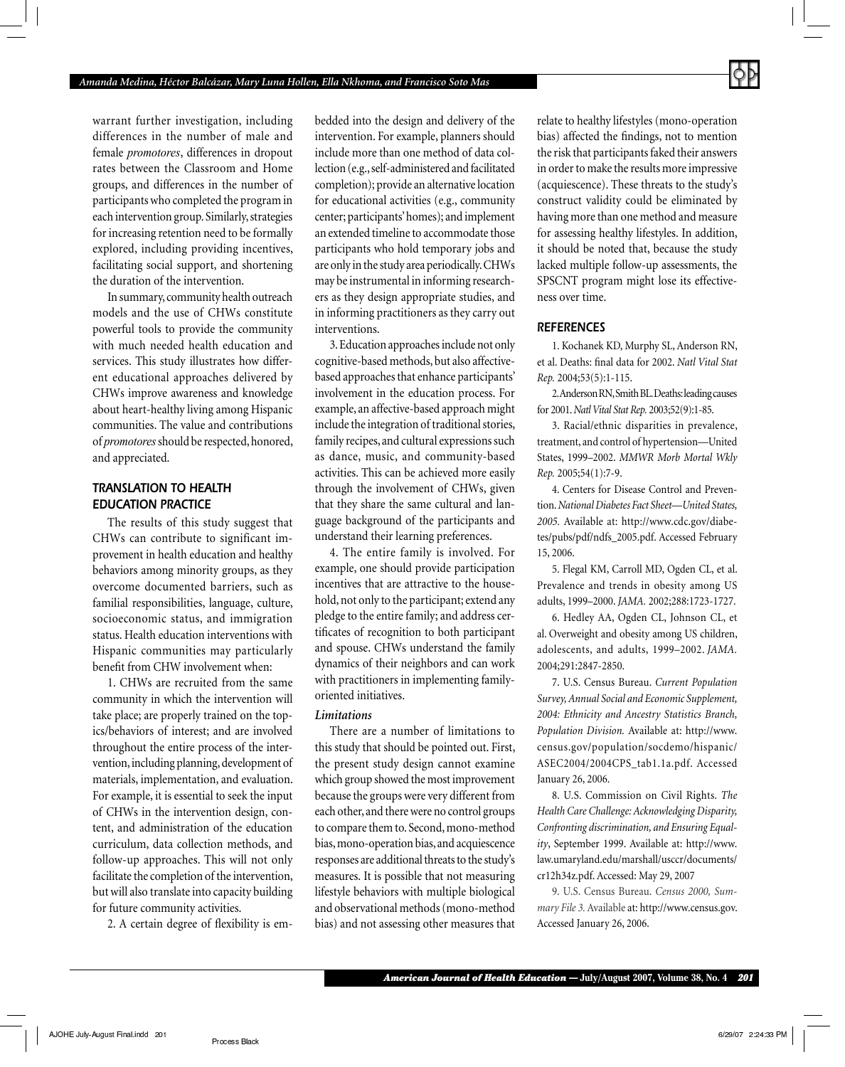warrant further investigation, including differences in the number of male and female *promotores*, differences in dropout rates between the Classroom and Home groups, and differences in the number of participants who completed the program in each intervention group. Similarly, strategies for increasing retention need to be formally explored, including providing incentives, facilitating social support, and shortening the duration of the intervention.

In summary, community health outreach models and the use of CHWs constitute powerful tools to provide the community with much needed health education and services. This study illustrates how different educational approaches delivered by CHWs improve awareness and knowledge about heart-healthy living among Hispanic communities. The value and contributions of *promotores* should be respected, honored, and appreciated.

## TRANSLATION TO HEALTH EDUCATION PRACTICE

The results of this study suggest that CHWs can contribute to significant improvement in health education and healthy behaviors among minority groups, as they overcome documented barriers, such as familial responsibilities, language, culture, socioeconomic status, and immigration status. Health education interventions with Hispanic communities may particularly benefit from CHW involvement when:

1. CHWs are recruited from the same community in which the intervention will take place; are properly trained on the topics/behaviors of interest; and are involved throughout the entire process of the intervention, including planning, development of materials, implementation, and evaluation. For example, it is essential to seek the input of CHWs in the intervention design, content, and administration of the education curriculum, data collection methods, and follow-up approaches. This will not only facilitate the completion of the intervention, but will also translate into capacity building for future community activities.

2. A certain degree of flexibility is embedded into the design and delivery of the intervention. For example, planners should include more than one method of data collection (e.g., self-administered and facilitated completion); provide an alternative location for educational activities (e.g., community center; participants' homes); and implement an extended timeline to accommodate those participants who hold temporary jobs and are only in the study area periodically. CHWs may be instrumental in informing researchers as they design appropriate studies, and in informing practitioners as they carry out interventions.

3. Education approaches include not only cognitive-based methods, but also affective-based approaches that enhance participants' involvement in the education process. For example, an affective-based approach might include the integration of traditional stories, family recipes, and cultural expressions such as dance, music, and community-based activities. This can be achieved more easily through the involvement of CHWs, given that they share the same cultural and language background of the participants and understand their learning preferences.

4. The entire family is involved. For example, one should provide participation incentives that are attractive to the household, not only to the participant; extend any pledge to the entire family; and address certificates of recognition to both participant and spouse. CHWs understand the family dynamics of their neighbors and can work with practitioners in implementing family-oriented initiatives.

### *Limitations*

There are a number of limitations to this study that should be pointed out. First, the present study design cannot examine which group showed the most improvement because the groups were very different from each other, and there were no control groups to compare them to. Second, mono-method bias, mono-operation bias, and acquiescence responses are additional threats to the study's measures. It is possible that not measuring lifestyle behaviors with multiple biological and observational methods (mono-method bias) and not assessing other measures that relate to healthy lifestyles (mono-operation bias) affected the findings, not to mention the risk that participants faked their answers in order to make the results more impressive (acquiescence). These threats to the study's construct validity could be eliminated by having more than one method and measure for assessing healthy lifestyles. In addition, it should be noted that, because the study lacked multiple follow-up assessments, the SPSCNT program might lose its effectiveness over time.

## REFERENCES

1. Kochanek KD, Murphy SL, Anderson RN, et al. Deaths: final data for 2002. *Natl Vital Stat Rep.* 2004;53(5):1-115.

2. Anderson RN, Smith BL. Deaths: leading causes for 2001. *Natl Vital Stat Rep.* 2003;52(9):1-85.

3. Racial/ethnic disparities in prevalence, treatment, and control of hypertension—United States, 1999–2002. *MMWR Morb Mortal Wkly Rep.* 2005;54(1):7-9.

4. Centers for Disease Control and Prevention. *National Diabetes Fact Sheet—United States, 2005.* Available at: http://www.cdc.gov/diabetes/pubs/pdf/ndfs_2005.pdf. Accessed February 15, 2006.

5. Flegal KM, Carroll MD, Ogden CL, et al. Prevalence and trends in obesity among US adults, 1999–2000. *JAMA.* 2002;288:1723-1727.

6. Hedley AA, Ogden CL, Johnson CL, et al. Overweight and obesity among US children, adolescents, and adults, 1999–2002. *JAMA.* 2004;291:2847-2850.

7. U.S. Census Bureau. *Current Population Survey, Annual Social and Economic Supplement, 2004: Ethnicity and Ancestry Statistics Branch, Population Division.* Available at: http://www.census.gov/population/socdemo/hispanic/ASEC2004/2004CPS_tab1.1a.pdf. Accessed January 26, 2006.

8. U.S. Commission on Civil Rights. *The Health Care Challenge: Acknowledging Disparity, Confronting discrimination, and Ensuring Equality*, September 1999. Available at: http://www.law.umaryland.edu/marshall/usccr/documents/cr12h34z.pdf. Accessed: May 29, 2007

9. U.S. Census Bureau. *Census 2000, Summary File 3.* Available at: http://www.census.gov. Accessed January 26, 2006.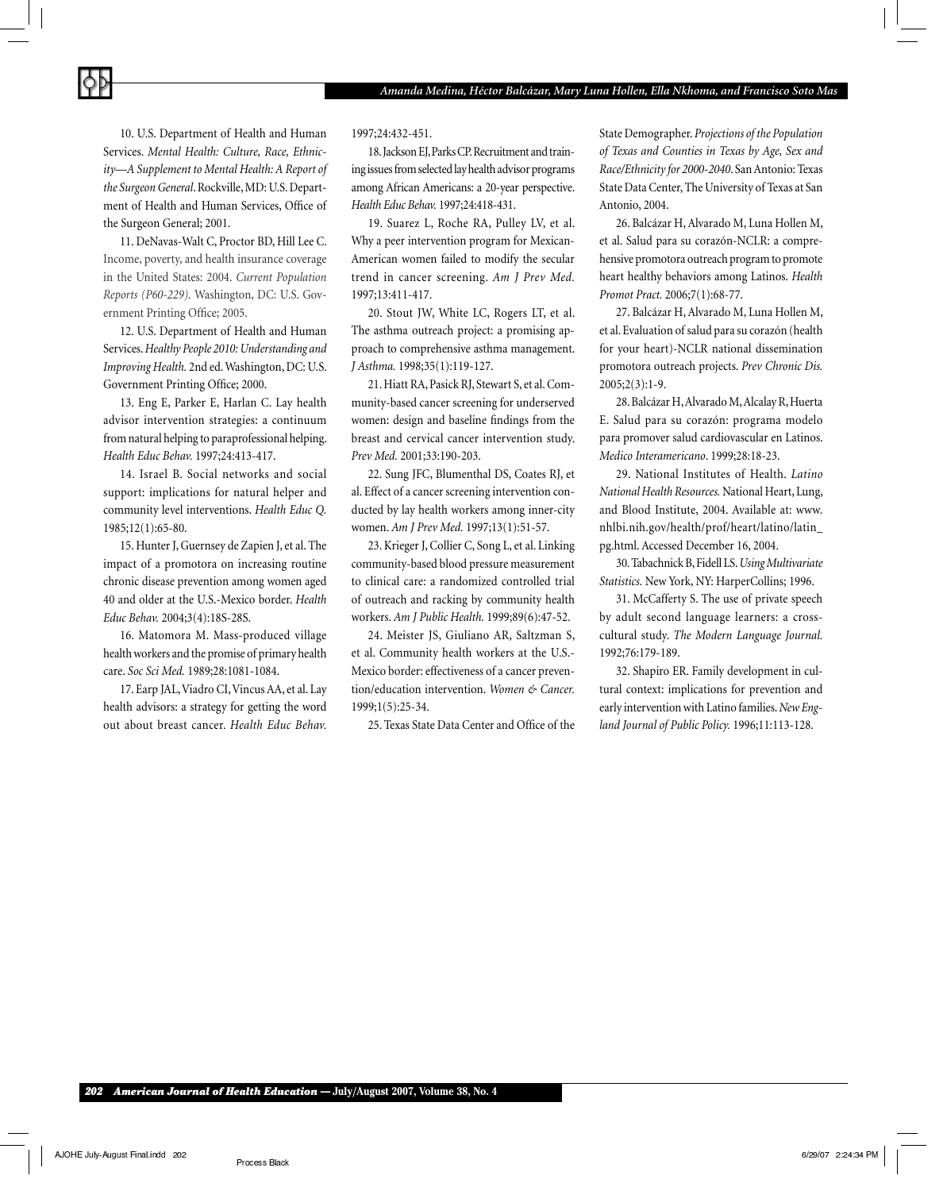10. U.S. Department of Health and Human Services. *Mental Health: Culture, Race, Ethnicity—A Supplement to Mental Health: A Report of the Surgeon General*. Rockville, MD: U.S. Department of Health and Human Services, Office of the Surgeon General; 2001.

11. DeNavas-Walt C, Proctor BD, Hill Lee C. Income, poverty, and health insurance coverage in the United States: 2004. *Current Population Reports (P60-229).* Washington, DC: U.S. Government Printing Office; 2005.

12. U.S. Department of Health and Human Services. *Healthy People 2010: Understanding and Improving Health.* 2nd ed. Washington, DC: U.S. Government Printing Office; 2000.

13. Eng E, Parker E, Harlan C. Lay health advisor intervention strategies: a continuum from natural helping to paraprofessional helping. *Health Educ Behav.* 1997;24:413-417.

14. Israel B. Social networks and social support: implications for natural helper and community level interventions. *Health Educ Q.* 1985;12(1):65-80.

15. Hunter J, Guernsey de Zapien J, et al. The impact of a promotora on increasing routine chronic disease prevention among women aged 40 and older at the U.S.-Mexico border. *Health Educ Behav.* 2004;3(4):18S-28S.

16. Matomora M. Mass-produced village health workers and the promise of primary health care. *Soc Sci Med.* 1989;28:1081-1084.

17. Earp JAL, Viadro CI, Vincus AA, et al. Lay health advisors: a strategy for getting the word out about breast cancer. *Health Educ Behav.* 1997;24:432-451.

18. Jackson EJ, Parks CP. Recruitment and training issues from selected lay health advisor programs among African Americans: a 20-year perspective. *Health Educ Behav.* 1997;24:418-431.

19. Suarez L, Roche RA, Pulley LV, et al. Why a peer intervention program for Mexican-American women failed to modify the secular trend in cancer screening. *Am J Prev Med.* 1997;13:411-417.

20. Stout JW, White LC, Rogers LT, et al. The asthma outreach project: a promising approach to comprehensive asthma management. *J Asthma.* 1998;35(1):119-127.

21. Hiatt RA, Pasick RJ, Stewart S, et al. Community-based cancer screening for underserved women: design and baseline findings from the breast and cervical cancer intervention study. *Prev Med.* 2001;33:190-203.

22. Sung JFC, Blumenthal DS, Coates RJ, et al. Effect of a cancer screening intervention conducted by lay health workers among inner-city women. *Am J Prev Med.* 1997;13(1):51-57.

23. Krieger J, Collier C, Song L, et al. Linking community-based blood pressure measurement to clinical care: a randomized controlled trial of outreach and racking by community health workers. *Am J Public Health.* 1999;89(6):47-52.

24. Meister JS, Giuliano AR, Saltzman S, et al. Community health workers at the U.S.-Mexico border: effectiveness of a cancer prevention/education intervention. *Women & Cancer.* 1999;1(5):25-34.

25. Texas State Data Center and Office of the State Demographer. *Projections of the Population of Texas and Counties in Texas by Age, Sex and Race/Ethnicity for 2000-2040*. San Antonio: Texas State Data Center, The University of Texas at San Antonio, 2004.

26. Balcázar H, Alvarado M, Luna Hollen M, et al. Salud para su corazón-NCLR: a comprehensive promotora outreach program to promote heart healthy behaviors among Latinos. *Health Promot Pract.* 2006;7(1):68-77.

27. Balcázar H, Alvarado M, Luna Hollen M, et al. Evaluation of salud para su corazón (health for your heart)-NCLR national dissemination promotora outreach projects. *Prev Chronic Dis.* 2005;2(3):1-9.

28. Balcázar H, Alvarado M, Alcalay R, Huerta E. Salud para su corazón: programa modelo para promover salud cardiovascular en Latinos. *Medico Interamericano*. 1999;28:18-23.

29. National Institutes of Health. *Latino National Health Resources.* National Heart, Lung, and Blood Institute, 2004. Available at: www.nhlbi.nih.gov/health/prof/heart/latino/latin_pg.html. Accessed December 16, 2004.

30. Tabachnick B, Fidell LS. *Using Multivariate Statistics.* New York, NY: HarperCollins; 1996.

31. McCafferty S. The use of private speech by adult second language learners: a cross-cultural study. *The Modern Language Journal.* 1992;76:179-189.

32. Shapiro ER. Family development in cultural context: implications for prevention and early intervention with Latino families. *New England Journal of Public Policy.* 1996;11:113-128.